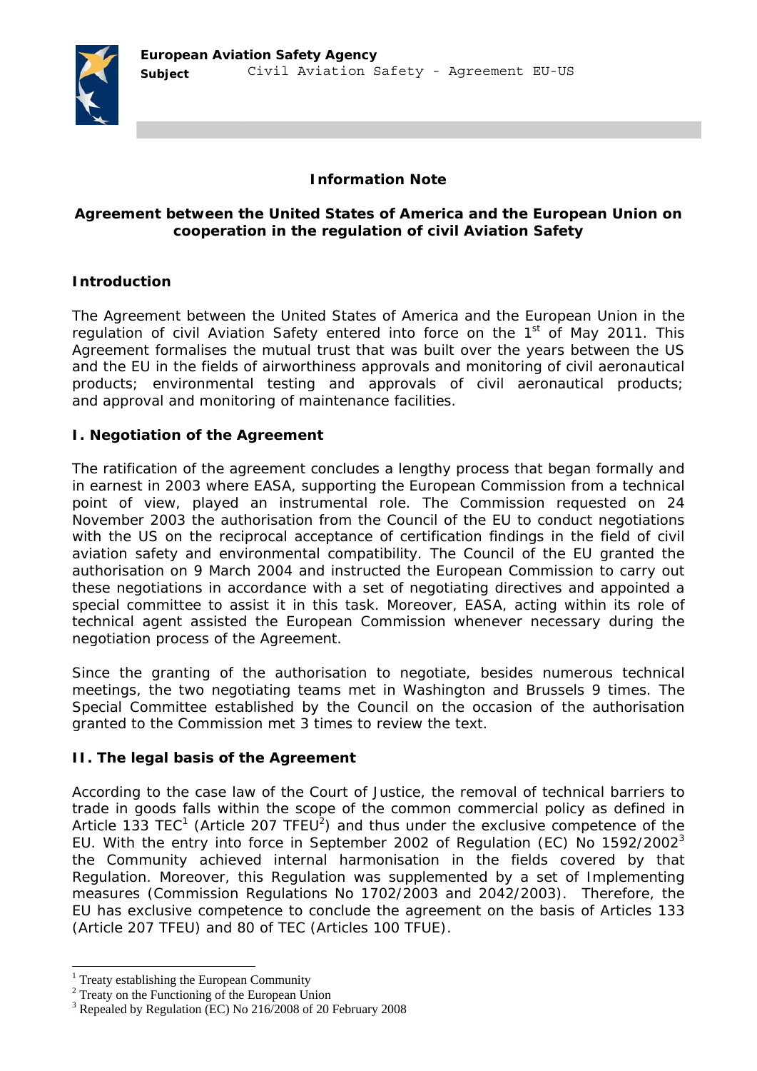**European Aviation Safety Agency**

**Subject** Civil Aviation Safety - Agreement EU-US

## Information Note

### Agreement between the United States of America and the European Union on cooperation in the regulation of civil Aviation Safety

### Introduction

The Agreement between the United States of America and the European Union in the regulation of civil Aviation Safety entered into force on the 1st of May 2011. This Agreement formalises the mutual trust that was built over the years between the US and the EU in the fields of airworthiness approvals and monitoring of civil aeronautical products; environmental testing and approvals of civil aeronautical products; and approval and monitoring of maintenance facilities.

### I. Negotiation of the Agreement

The ratification of the agreement concludes a lengthy process that began formally and in earnest in 2003 where EASA, supporting the European Commission from a technical point of view, played an instrumental role. The Commission requested on 24 November 2003 the authorisation from the Council of the EU to conduct negotiations with the US on the reciprocal acceptance of certification findings in the field of civil aviation safety and environmental compatibility. The Council of the EU granted the authorisation on 9 March 2004 and instructed the European Commission to carry out these negotiations in accordance with a set of negotiating directives and appointed a special committee to assist it in this task. Moreover, EASA, acting within its role of technical agent assisted the European Commission whenever necessary during the negotiation process of the Agreement.

Since the granting of the authorisation to negotiate, besides numerous technical meetings, the two negotiating teams met in Washington and Brussels 9 times. The Special Committee established by the Council on the occasion of the authorisation granted to the Commission met 3 times to review the text.

### II. The legal basis of the Agreement

According to the case law of the Court of Justice, the removal of technical barriers to trade in goods falls within the scope of the common commercial policy as defined in Article 133 TEC[1] (Article 207 TFEU[2]) and thus under the exclusive competence of the EU. With the entry into force in September 2002 of Regulation (EC) No 1592/2002[3] the Community achieved internal harmonisation in the fields covered by that Regulation. Moreover, this Regulation was supplemented by a set of Implementing measures (Commission Regulations No 1702/2003 and 2042/2003). Therefore, the EU has exclusive competence to conclude the agreement on the basis of Articles 133 (Article 207 TFEU) and 80 of TEC (Articles 100 TFUE).

---

[1] Treaty establishing the European Community

[2] Treaty on the Functioning of the European Union

[3] Repealed by Regulation (EC) No 216/2008 of 20 February 2008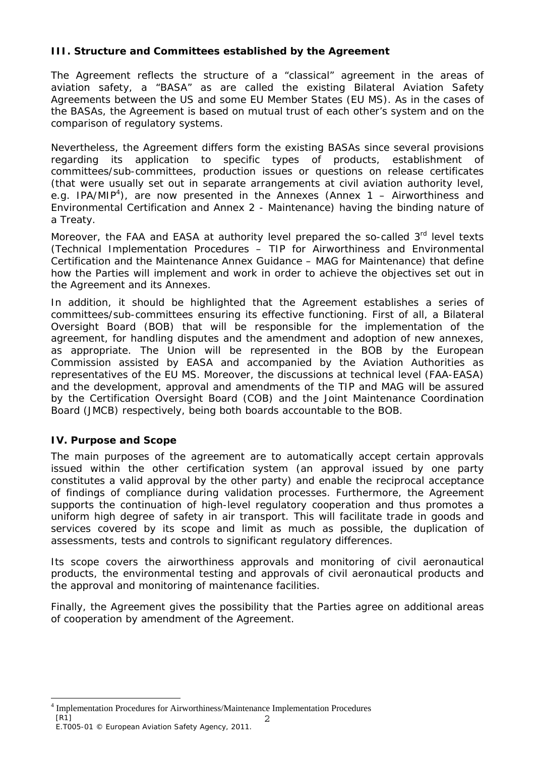**III. Structure and Committees established by the Agreement**

The Agreement reflects the structure of a "classical" agreement in the areas of aviation safety, a "BASA" as are called the existing Bilateral Aviation Safety Agreements between the US and some EU Member States (EU MS). As in the cases of the BASAs, the Agreement is based on mutual trust of each other's system and on the comparison of regulatory systems.

Nevertheless, the Agreement differs form the existing BASAs since several provisions regarding its application to specific types of products, establishment of committees/sub-committees, production issues or questions on release certificates (that were usually set out in separate arrangements at civil aviation authority level, e.g. IPA/MIP[4]), are now presented in the Annexes (Annex 1 – Airworthiness and Environmental Certification and Annex 2 - Maintenance) having the binding nature of a Treaty.

Moreover, the FAA and EASA at authority level prepared the so-called 3rd level texts (Technical Implementation Procedures – TIP for Airworthiness and Environmental Certification and the Maintenance Annex Guidance – MAG for Maintenance) that define how the Parties will implement and work in order to achieve the objectives set out in the Agreement and its Annexes.

In addition, it should be highlighted that the Agreement establishes a series of committees/sub-committees ensuring its effective functioning. First of all, a Bilateral Oversight Board (BOB) that will be responsible for the implementation of the agreement, for handling disputes and the amendment and adoption of new annexes, as appropriate. The Union will be represented in the BOB by the European Commission assisted by EASA and accompanied by the Aviation Authorities as representatives of the EU MS. Moreover, the discussions at technical level (FAA-EASA) and the development, approval and amendments of the TIP and MAG will be assured by the Certification Oversight Board (COB) and the Joint Maintenance Coordination Board (JMCB) respectively, being both boards accountable to the BOB.

**IV. Purpose and Scope**

The main purposes of the agreement are to automatically accept certain approvals issued within the other certification system (an approval issued by one party constitutes a valid approval by the other party) and enable the reciprocal acceptance of findings of compliance during validation processes. Furthermore, the Agreement supports the continuation of high-level regulatory cooperation and thus promotes a uniform high degree of safety in air transport. This will facilitate trade in goods and services covered by its scope and limit as much as possible, the duplication of assessments, tests and controls to significant regulatory differences.

Its scope covers the airworthiness approvals and monitoring of civil aeronautical products, the environmental testing and approvals of civil aeronautical products and the approval and monitoring of maintenance facilities.

Finally, the Agreement gives the possibility that the Parties agree on additional areas of cooperation by amendment of the Agreement.

[4] Implementation Procedures for Airworthiness/Maintenance Implementation Procedures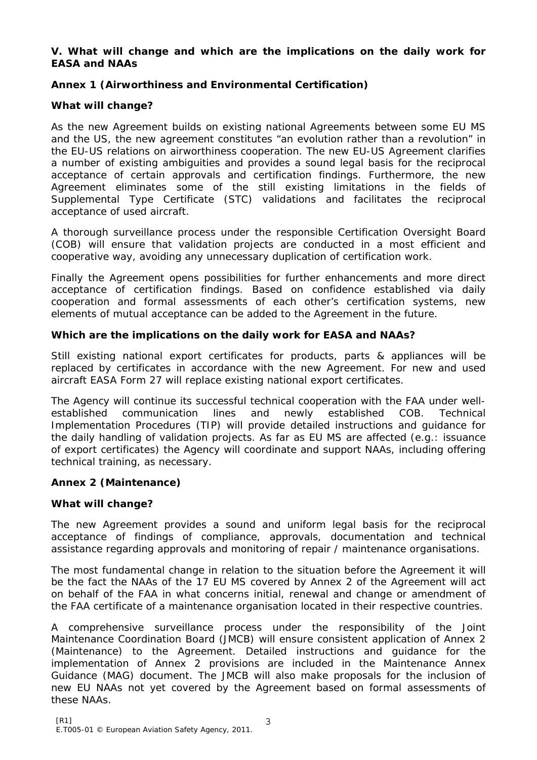**V. What will change and which are the implications on the daily work for EASA and NAAs**

**Annex 1 (Airworthiness and Environmental Certification)**

**What will change?**

As the new Agreement builds on existing national Agreements between some EU MS and the US, the new agreement constitutes "an evolution rather than a revolution" in the EU-US relations on airworthiness cooperation. The new EU-US Agreement clarifies a number of existing ambiguities and provides a sound legal basis for the reciprocal acceptance of certain approvals and certification findings. Furthermore, the new Agreement eliminates some of the still existing limitations in the fields of Supplemental Type Certificate (STC) validations and facilitates the reciprocal acceptance of used aircraft.

A thorough surveillance process under the responsible Certification Oversight Board (COB) will ensure that validation projects are conducted in a most efficient and cooperative way, avoiding any unnecessary duplication of certification work.

Finally the Agreement opens possibilities for further enhancements and more direct acceptance of certification findings. Based on confidence established via daily cooperation and formal assessments of each other's certification systems, new elements of mutual acceptance can be added to the Agreement in the future.

**Which are the implications on the daily work for EASA and NAAs?**

Still existing national export certificates for products, parts & appliances will be replaced by certificates in accordance with the new Agreement. For new and used aircraft EASA Form 27 will replace existing national export certificates.

The Agency will continue its successful technical cooperation with the FAA under well-established communication lines and newly established COB. Technical Implementation Procedures (TIP) will provide detailed instructions and guidance for the daily handling of validation projects. As far as EU MS are affected (e.g.: issuance of export certificates) the Agency will coordinate and support NAAs, including offering technical training, as necessary.

**Annex 2 (Maintenance)**

**What will change?**

The new Agreement provides a sound and uniform legal basis for the reciprocal acceptance of findings of compliance, approvals, documentation and technical assistance regarding approvals and monitoring of repair / maintenance organisations.

The most fundamental change in relation to the situation before the Agreement it will be the fact the NAAs of the 17 EU MS covered by Annex 2 of the Agreement will act on behalf of the FAA in what concerns initial, renewal and change or amendment of the FAA certificate of a maintenance organisation located in their respective countries.

A comprehensive surveillance process under the responsibility of the Joint Maintenance Coordination Board (JMCB) will ensure consistent application of Annex 2 (Maintenance) to the Agreement. Detailed instructions and guidance for the implementation of Annex 2 provisions are included in the Maintenance Annex Guidance (MAG) document. The JMCB will also make proposals for the inclusion of new EU NAAs not yet covered by the Agreement based on formal assessments of these NAAs.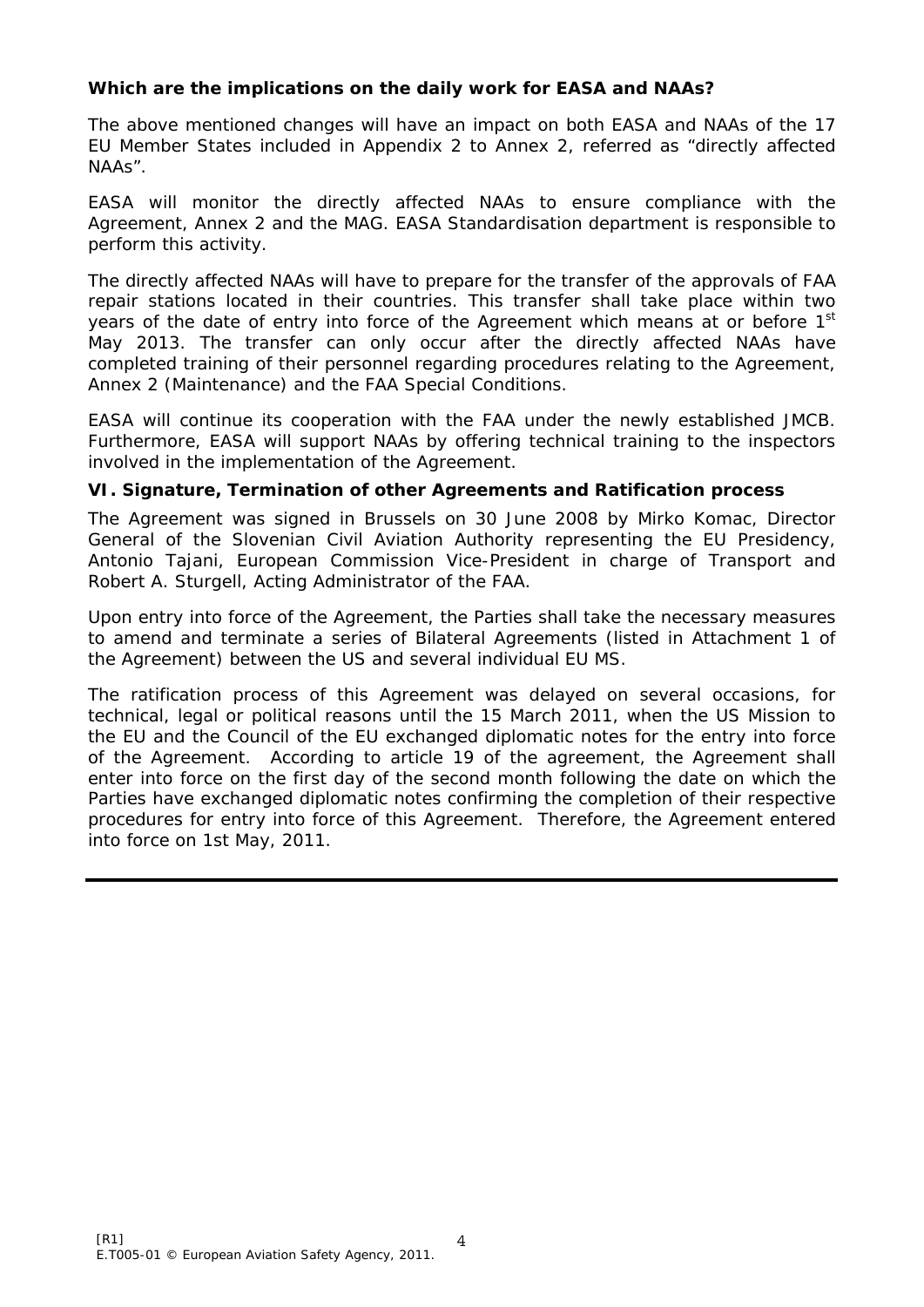**Which are the implications on the daily work for EASA and NAAs?**

The above mentioned changes will have an impact on both EASA and NAAs of the 17 EU Member States included in Appendix 2 to Annex 2, referred as "directly affected NAAs".

EASA will monitor the directly affected NAAs to ensure compliance with the Agreement, Annex 2 and the MAG. EASA Standardisation department is responsible to perform this activity.

The directly affected NAAs will have to prepare for the transfer of the approvals of FAA repair stations located in their countries. This transfer shall take place within two years of the date of entry into force of the Agreement which means at or before 1st May 2013. The transfer can only occur after the directly affected NAAs have completed training of their personnel regarding procedures relating to the Agreement, Annex 2 (Maintenance) and the FAA Special Conditions.

EASA will continue its cooperation with the FAA under the newly established JMCB. Furthermore, EASA will support NAAs by offering technical training to the inspectors involved in the implementation of the Agreement.

## VI. Signature, Termination of other Agreements and Ratification process

The Agreement was signed in Brussels on 30 June 2008 by Mirko Komac, Director General of the Slovenian Civil Aviation Authority representing the EU Presidency, Antonio Tajani, European Commission Vice-President in charge of Transport and Robert A. Sturgell, Acting Administrator of the FAA.

Upon entry into force of the Agreement, the Parties shall take the necessary measures to amend and terminate a series of Bilateral Agreements (listed in Attachment 1 of the Agreement) between the US and several individual EU MS.

The ratification process of this Agreement was delayed on several occasions, for technical, legal or political reasons until the 15 March 2011, when the US Mission to the EU and the Council of the EU exchanged diplomatic notes for the entry into force of the Agreement. According to article 19 of the agreement, the Agreement shall enter into force on the first day of the second month following the date on which the Parties have exchanged diplomatic notes confirming the completion of their respective procedures for entry into force of this Agreement. Therefore, the Agreement entered into force on 1st May, 2011.

---

[R1]
E.T005-01 © European Aviation Safety Agency, 2011.